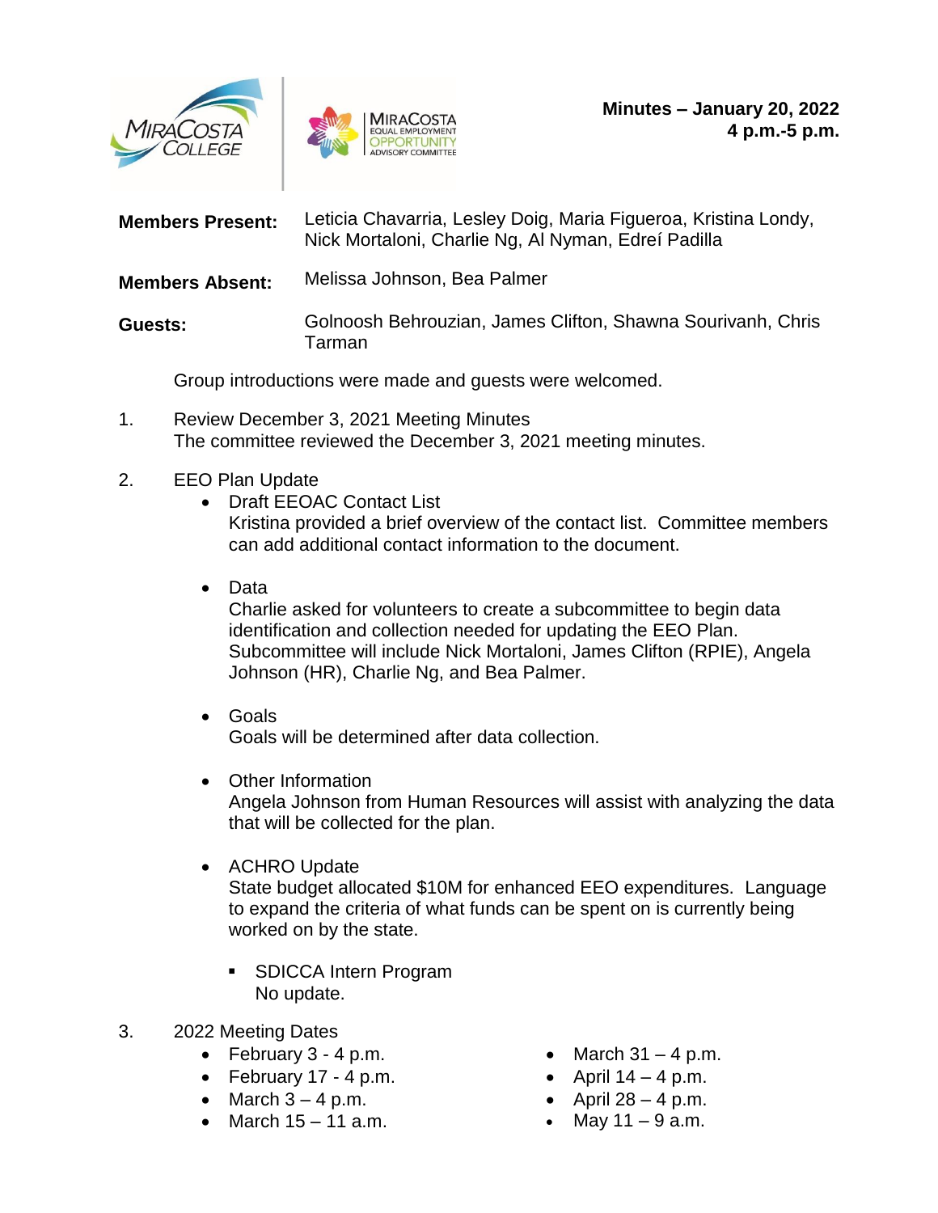**Minutes – January 20, 2022**
**4 p.m.-5 p.m.**

**Members Present:** Leticia Chavarria, Lesley Doig, Maria Figueroa, Kristina Londy, Nick Mortaloni, Charlie Ng, Al Nyman, Edreí Padilla

**Members Absent:** Melissa Johnson, Bea Palmer

**Guests:** Golnoosh Behrouzian, James Clifton, Shawna Sourivanh, Chris Tarman

Group introductions were made and guests were welcomed.

1. Review December 3, 2021 Meeting Minutes
   The committee reviewed the December 3, 2021 meeting minutes.

2. EEO Plan Update
   - Draft EEOAC Contact List
     Kristina provided a brief overview of the contact list. Committee members can add additional contact information to the document.

   - Data
     Charlie asked for volunteers to create a subcommittee to begin data identification and collection needed for updating the EEO Plan. Subcommittee will include Nick Mortaloni, James Clifton (RPIE), Angela Johnson (HR), Charlie Ng, and Bea Palmer.

   - Goals
     Goals will be determined after data collection.

   - Other Information
     Angela Johnson from Human Resources will assist with analyzing the data that will be collected for the plan.

   - ACHRO Update
     State budget allocated $10M for enhanced EEO expenditures. Language to expand the criteria of what funds can be spent on is currently being worked on by the state.

     - SDICCA Intern Program
       No update.

3. 2022 Meeting Dates
   - February 3 - 4 p.m.
   - February 17 - 4 p.m.
   - March 3 – 4 p.m.
   - March 15 – 11 a.m.
   - March 31 – 4 p.m.
   - April 14 – 4 p.m.
   - April 28 – 4 p.m.
   - May 11 – 9 a.m.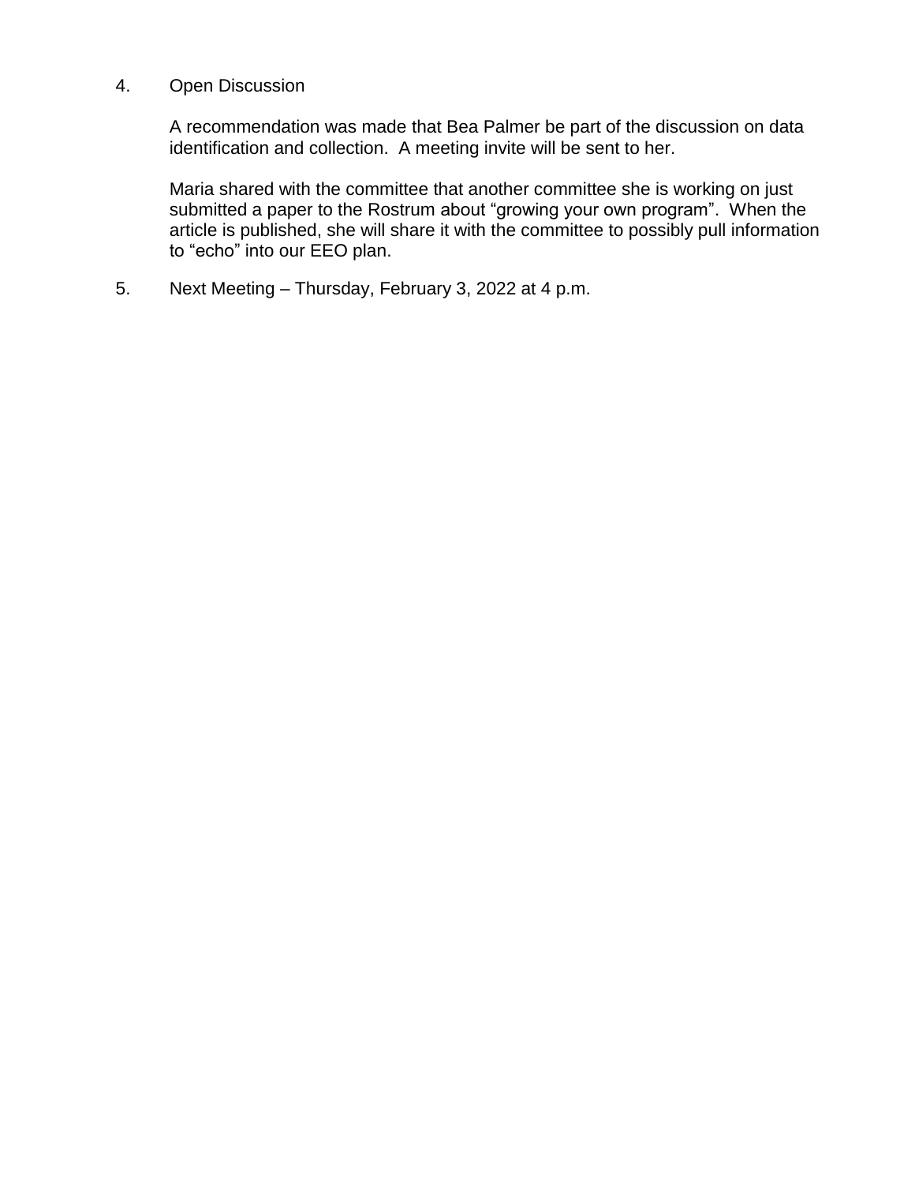4. Open Discussion

   A recommendation was made that Bea Palmer be part of the discussion on data identification and collection. A meeting invite will be sent to her.

   Maria shared with the committee that another committee she is working on just submitted a paper to the Rostrum about "growing your own program". When the article is published, she will share it with the committee to possibly pull information to "echo" into our EEO plan.

5. Next Meeting – Thursday, February 3, 2022 at 4 p.m.